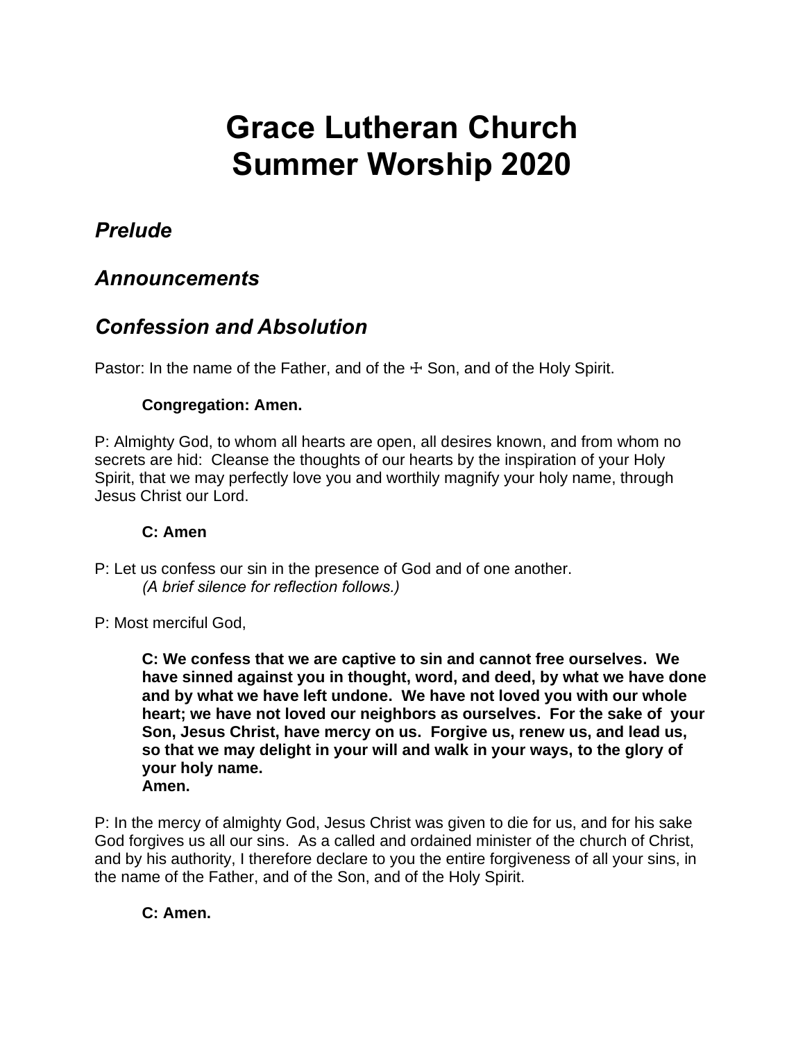# Grace Lutheran Church
# Summer Worship 2020

## *Prelude*

## *Announcements*

## *Confession and Absolution*

Pastor: In the name of the Father, and of the ☩ Son, and of the Holy Spirit.

> **Congregation: Amen.**

P: Almighty God, to whom all hearts are open, all desires known, and from whom no secrets are hid: Cleanse the thoughts of our hearts by the inspiration of your Holy Spirit, that we may perfectly love you and worthily magnify your holy name, through Jesus Christ our Lord.

> **C: Amen**

P: Let us confess our sin in the presence of God and of one another.
*(A brief silence for reflection follows.)*

P: Most merciful God,

> **C: We confess that we are captive to sin and cannot free ourselves. We have sinned against you in thought, word, and deed, by what we have done and by what we have left undone. We have not loved you with our whole heart; we have not loved our neighbors as ourselves. For the sake of your Son, Jesus Christ, have mercy on us. Forgive us, renew us, and lead us, so that we may delight in your will and walk in your ways, to the glory of your holy name.**
> **Amen.**

P: In the mercy of almighty God, Jesus Christ was given to die for us, and for his sake God forgives us all our sins. As a called and ordained minister of the church of Christ, and by his authority, I therefore declare to you the entire forgiveness of all your sins, in the name of the Father, and of the Son, and of the Holy Spirit.

> **C: Amen.**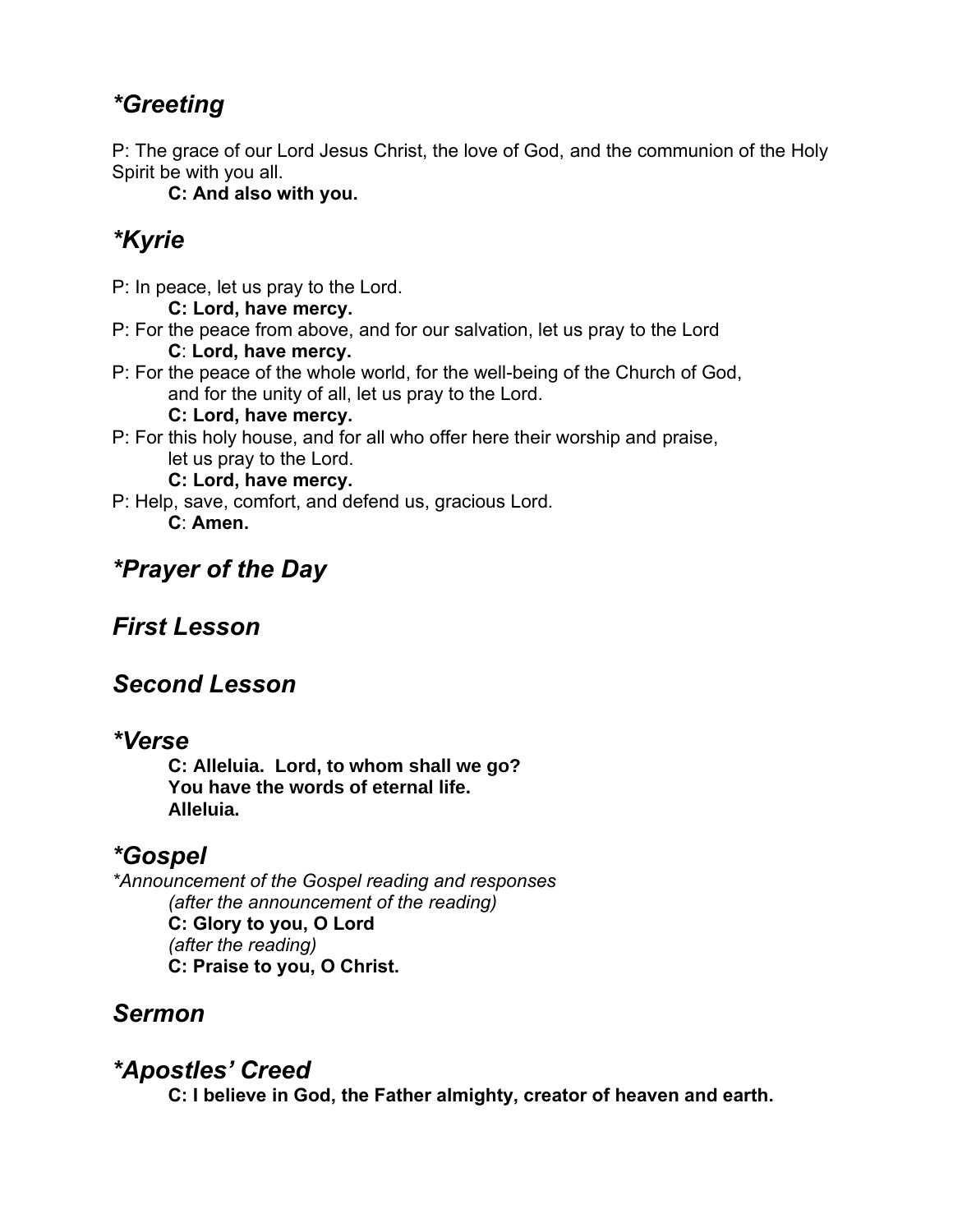## *\*Greeting*

P: The grace of our Lord Jesus Christ, the love of God, and the communion of the Holy Spirit be with you all.

**C: And also with you.**

## *\*Kyrie*

P: In peace, let us pray to the Lord.

**C: Lord, have mercy.**

P: For the peace from above, and for our salvation, let us pray to the Lord

**C**: **Lord, have mercy.**

P: For the peace of the whole world, for the well-being of the Church of God, and for the unity of all, let us pray to the Lord.

**C: Lord, have mercy.**

P: For this holy house, and for all who offer here their worship and praise, let us pray to the Lord.

**C: Lord, have mercy.**

P: Help, save, comfort, and defend us, gracious Lord.

**C**: **Amen.**

## *\*Prayer of the Day*

## *First Lesson*

## *Second Lesson*

## *\*Verse*

**C: Alleluia. Lord, to whom shall we go?**
**You have the words of eternal life.**
**Alleluia.**

## *\*Gospel*

*\*Announcement of the Gospel reading and responses*

*(after the announcement of the reading)*

**C: Glory to you, O Lord**

*(after the reading)*

**C: Praise to you, O Christ.**

## *Sermon*

## *\*Apostles' Creed*

**C: I believe in God, the Father almighty, creator of heaven and earth.**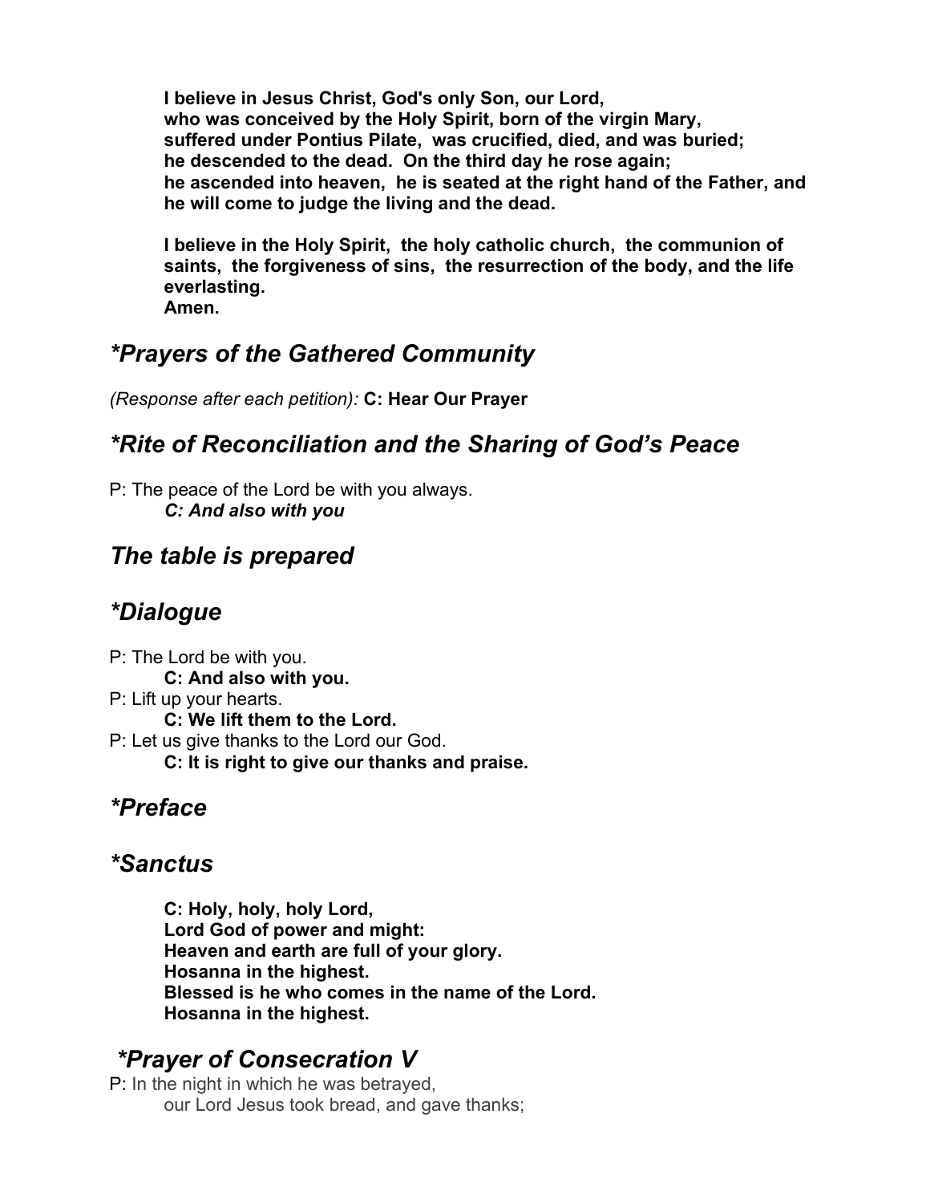**I believe in Jesus Christ, God's only Son, our Lord,**
**who was conceived by the Holy Spirit, born of the virgin Mary,**
**suffered under Pontius Pilate, was crucified, died, and was buried;**
**he descended to the dead. On the third day he rose again;**
**he ascended into heaven, he is seated at the right hand of the Father, and he will come to judge the living and the dead.**

**I believe in the Holy Spirit, the holy catholic church, the communion of saints, the forgiveness of sins, the resurrection of the body, and the life everlasting.**
**Amen.**

## *\*Prayers of the Gathered Community*

*(Response after each petition):* **C: Hear Our Prayer**

## *\*Rite of Reconciliation and the Sharing of God's Peace*

P: The peace of the Lord be with you always.
***C: And also with you***

## *The table is prepared*

## *\*Dialogue*

P: The Lord be with you.
**C: And also with you.**
P: Lift up your hearts.
**C: We lift them to the Lord.**
P: Let us give thanks to the Lord our God.
**C: It is right to give our thanks and praise.**

## *\*Preface*

## *\*Sanctus*

**C: Holy, holy, holy Lord,**
**Lord God of power and might:**
**Heaven and earth are full of your glory.**
**Hosanna in the highest.**
**Blessed is he who comes in the name of the Lord.**
**Hosanna in the highest.**

## *\*Prayer of Consecration V*

P: In the night in which he was betrayed,
our Lord Jesus took bread, and gave thanks;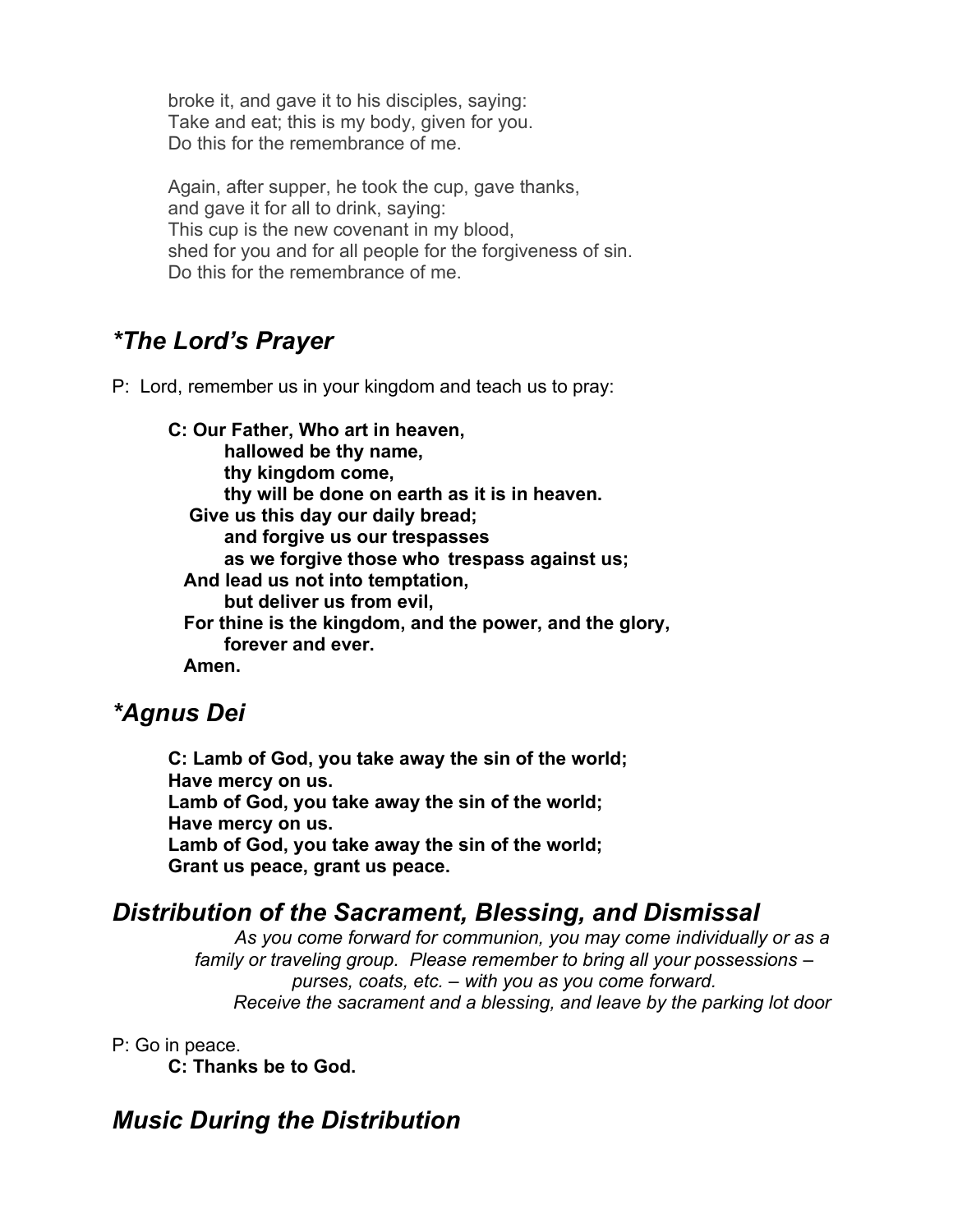broke it, and gave it to his disciples, saying:
Take and eat; this is my body, given for you.
Do this for the remembrance of me.

Again, after supper, he took the cup, gave thanks,
and gave it for all to drink, saying:
This cup is the new covenant in my blood,
shed for you and for all people for the forgiveness of sin.
Do this for the remembrance of me.

## *\*The Lord's Prayer*

P: Lord, remember us in your kingdom and teach us to pray:

**C: Our Father, Who art in heaven,**
**hallowed be thy name,**
**thy kingdom come,**
**thy will be done on earth as it is in heaven.**
**Give us this day our daily bread;**
**and forgive us our trespasses**
**as we forgive those who trespass against us;**
**And lead us not into temptation,**
**but deliver us from evil,**
**For thine is the kingdom, and the power, and the glory,**
**forever and ever.**
**Amen.**

## *\*Agnus Dei*

**C: Lamb of God, you take away the sin of the world;**
**Have mercy on us.**
**Lamb of God, you take away the sin of the world;**
**Have mercy on us.**
**Lamb of God, you take away the sin of the world;**
**Grant us peace, grant us peace.**

## *Distribution of the Sacrament, Blessing, and Dismissal*

*As you come forward for communion, you may come individually or as a family or traveling group. Please remember to bring all your possessions – purses, coats, etc. – with you as you come forward.*
*Receive the sacrament and a blessing, and leave by the parking lot door*

P: Go in peace.
**C: Thanks be to God.**

## *Music During the Distribution*